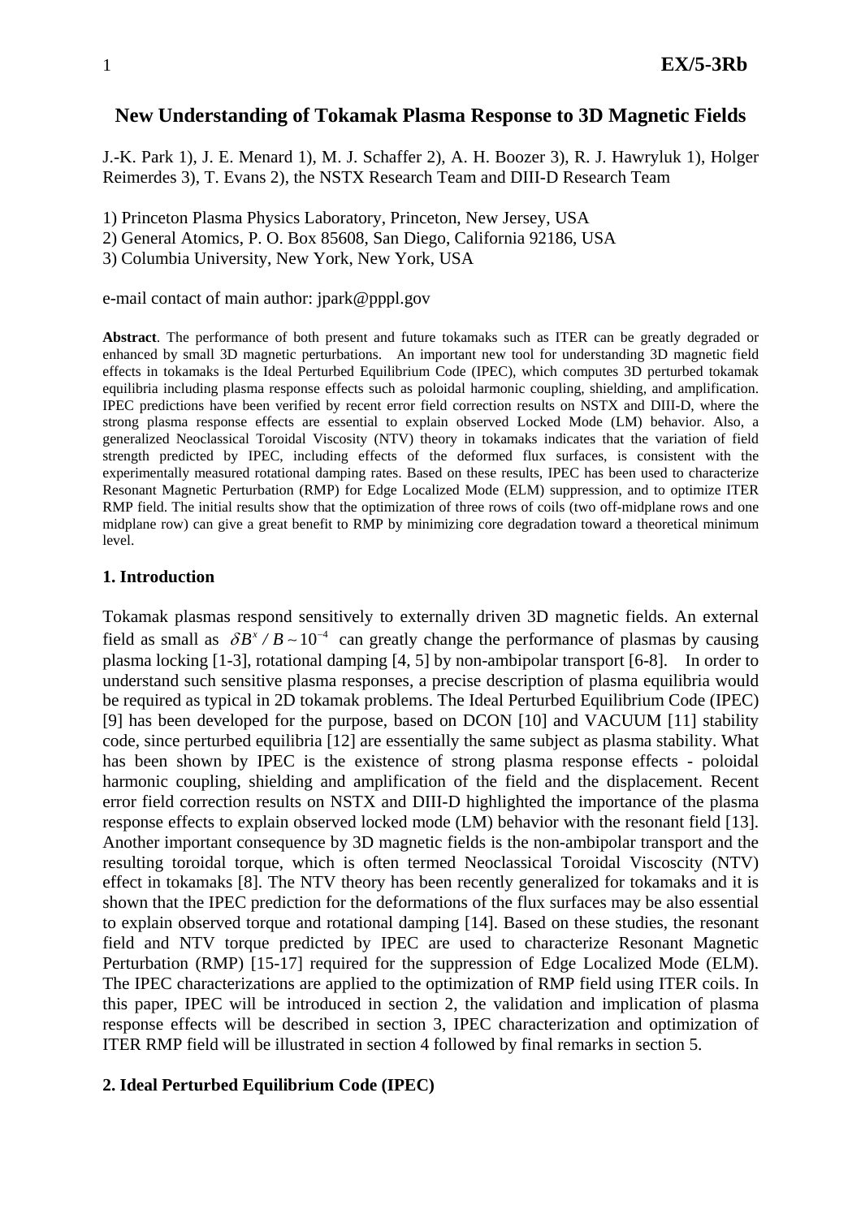# New Understanding of Tokamak Plasma Response to 3D Magnetic Fields

J.-K. Park 1), J. E. Menard 1), M. J. Schaffer 2), A. H. Boozer 3), R. J. Hawryluk 1), Holger Reimerdes 3), T. Evans 2), the NSTX Research Team and DIII-D Research Team

1) Princeton Plasma Physics Laboratory, Princeton, New Jersey, USA
2) General Atomics, P. O. Box 85608, San Diego, California 92186, USA
3) Columbia University, New York, New York, USA

e-mail contact of main author: jpark@pppl.gov

**Abstract**. The performance of both present and future tokamaks such as ITER can be greatly degraded or enhanced by small 3D magnetic perturbations. An important new tool for understanding 3D magnetic field effects in tokamaks is the Ideal Perturbed Equilibrium Code (IPEC), which computes 3D perturbed tokamak equilibria including plasma response effects such as poloidal harmonic coupling, shielding, and amplification. IPEC predictions have been verified by recent error field correction results on NSTX and DIII-D, where the strong plasma response effects are essential to explain observed Locked Mode (LM) behavior. Also, a generalized Neoclassical Toroidal Viscosity (NTV) theory in tokamaks indicates that the variation of field strength predicted by IPEC, including effects of the deformed flux surfaces, is consistent with the experimentally measured rotational damping rates. Based on these results, IPEC has been used to characterize Resonant Magnetic Perturbation (RMP) for Edge Localized Mode (ELM) suppression, and to optimize ITER RMP field. The initial results show that the optimization of three rows of coils (two off-midplane rows and one midplane row) can give a great benefit to RMP by minimizing core degradation toward a theoretical minimum level.

## 1. Introduction

Tokamak plasmas respond sensitively to externally driven 3D magnetic fields. An external field as small as $\delta B^{x} / B \sim 10^{-4}$ can greatly change the performance of plasmas by causing plasma locking [1-3], rotational damping [4, 5] by non-ambipolar transport [6-8]. In order to understand such sensitive plasma responses, a precise description of plasma equilibria would be required as typical in 2D tokamak problems. The Ideal Perturbed Equilibrium Code (IPEC) [9] has been developed for the purpose, based on DCON [10] and VACUUM [11] stability code, since perturbed equilibria [12] are essentially the same subject as plasma stability. What has been shown by IPEC is the existence of strong plasma response effects - poloidal harmonic coupling, shielding and amplification of the field and the displacement. Recent error field correction results on NSTX and DIII-D highlighted the importance of the plasma response effects to explain observed locked mode (LM) behavior with the resonant field [13]. Another important consequence by 3D magnetic fields is the non-ambipolar transport and the resulting toroidal torque, which is often termed Neoclassical Toroidal Viscoscity (NTV) effect in tokamaks [8]. The NTV theory has been recently generalized for tokamaks and it is shown that the IPEC prediction for the deformations of the flux surfaces may be also essential to explain observed torque and rotational damping [14]. Based on these studies, the resonant field and NTV torque predicted by IPEC are used to characterize Resonant Magnetic Perturbation (RMP) [15-17] required for the suppression of Edge Localized Mode (ELM). The IPEC characterizations are applied to the optimization of RMP field using ITER coils. In this paper, IPEC will be introduced in section 2, the validation and implication of plasma response effects will be described in section 3, IPEC characterization and optimization of ITER RMP field will be illustrated in section 4 followed by final remarks in section 5.

## 2. Ideal Perturbed Equilibrium Code (IPEC)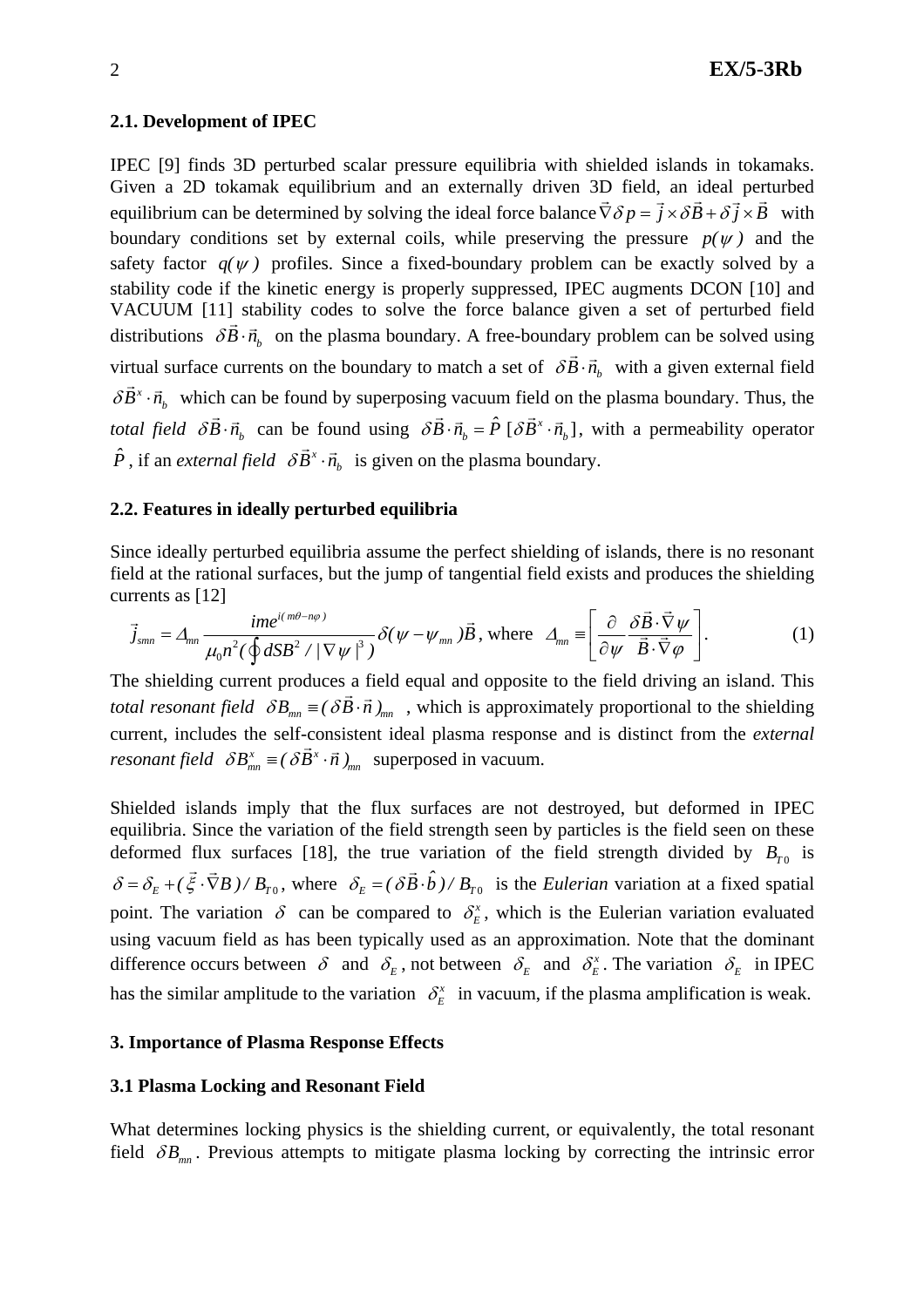### 2.1. Development of IPEC

IPEC [9] finds 3D perturbed scalar pressure equilibria with shielded islands in tokamaks. Given a 2D tokamak equilibrium and an externally driven 3D field, an ideal perturbed equilibrium can be determined by solving the ideal force balance $\vec{\nabla}\delta p = \vec{j}\times\delta\vec{B} + \delta\vec{j}\times\vec{B}$ with boundary conditions set by external coils, while preserving the pressure $p(\psi)$ and the safety factor $q(\psi)$ profiles. Since a fixed-boundary problem can be exactly solved by a stability code if the kinetic energy is properly suppressed, IPEC augments DCON [10] and VACUUM [11] stability codes to solve the force balance given a set of perturbed field distributions $\delta\vec{B}\cdot\vec{n}_b$ on the plasma boundary. A free-boundary problem can be solved using virtual surface currents on the boundary to match a set of $\delta\vec{B}\cdot\vec{n}_b$ with a given external field $\delta\vec{B}^x\cdot\vec{n}_b$ which can be found by superposing vacuum field on the plasma boundary. Thus, the *total field* $\delta\vec{B}\cdot\vec{n}_b$ can be found using $\delta\vec{B}\cdot\vec{n}_b = \hat{P}\,[\delta\vec{B}^x\cdot\vec{n}_b]$, with a permeability operator $\hat{P}$, if an *external field* $\delta\vec{B}^x\cdot\vec{n}_b$ is given on the plasma boundary.

### 2.2. Features in ideally perturbed equilibria

Since ideally perturbed equilibria assume the perfect shielding of islands, there is no resonant field at the rational surfaces, but the jump of tangential field exists and produces the shielding currents as [12]

$$\vec{j}_{smn} = \Delta_{mn}\frac{ime^{i(m\theta-n\varphi)}}{\mu_0 n^2(\oint dSB^2/|\nabla\psi|^3)}\delta(\psi-\psi_{mn})\vec{B}\text{, where }\Delta_{mn}\equiv\left[\frac{\partial}{\partial\psi}\frac{\delta\vec{B}\cdot\vec{\nabla}\psi}{\vec{B}\cdot\vec{\nabla}\varphi}\right]. \quad (1)$$

The shielding current produces a field equal and opposite to the field driving an island. This *total resonant field* $\delta B_{mn}\equiv(\delta\vec{B}\cdot\vec{n})_{mn}$, which is approximately proportional to the shielding current, includes the self-consistent ideal plasma response and is distinct from the *external resonant field* $\delta B^x_{mn}\equiv(\delta\vec{B}^x\cdot\vec{n})_{mn}$ superposed in vacuum.

Shielded islands imply that the flux surfaces are not destroyed, but deformed in IPEC equilibria. Since the variation of the field strength seen by particles is the field seen on these deformed flux surfaces [18], the true variation of the field strength divided by $B_{T0}$ is $\delta = \delta_E + (\vec{\xi}\cdot\vec{\nabla}B)/B_{T0}$, where $\delta_E = (\delta\vec{B}\cdot\hat{b})/B_{T0}$ is the *Eulerian* variation at a fixed spatial point. The variation $\delta$ can be compared to $\delta^x_E$, which is the Eulerian variation evaluated using vacuum field as has been typically used as an approximation. Note that the dominant difference occurs between $\delta$ and $\delta_E$, not between $\delta_E$ and $\delta^x_E$. The variation $\delta_E$ in IPEC has the similar amplitude to the variation $\delta^x_E$ in vacuum, if the plasma amplification is weak.

## 3. Importance of Plasma Response Effects

### 3.1 Plasma Locking and Resonant Field

What determines locking physics is the shielding current, or equivalently, the total resonant field $\delta B_{mn}$. Previous attempts to mitigate plasma locking by correcting the intrinsic error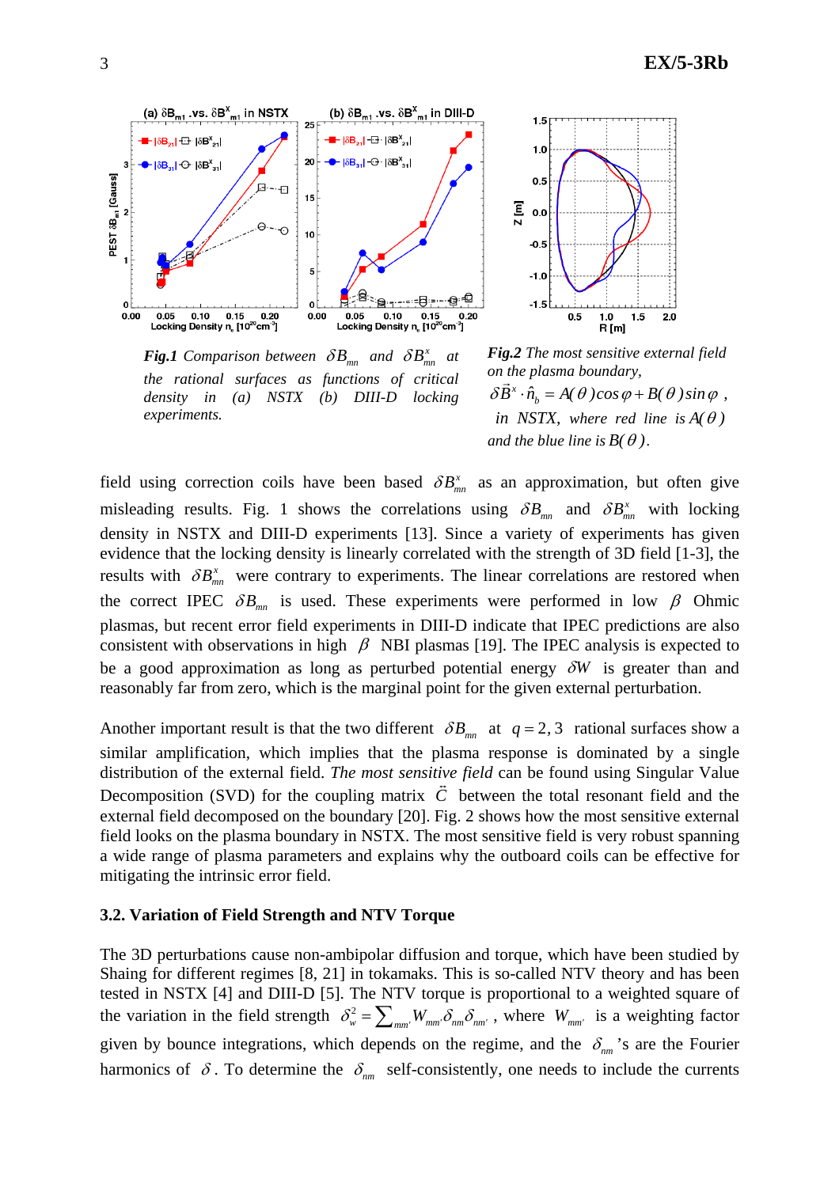***Fig.1** Comparison between $\delta B_{mn}$ and $\delta B^x_{mn}$ at the rational surfaces as functions of critical density in (a) NSTX (b) DIII-D locking experiments.*

***Fig.2** The most sensitive external field on the plasma boundary, $\delta \vec{B}^x \cdot \hat{n}_b = A(\theta)\cos\varphi + B(\theta)\sin\varphi$, in NSTX, where red line is $A(\theta)$ and the blue line is $B(\theta)$.*

field using correction coils have been based $\delta B^x_{mn}$ as an approximation, but often give misleading results. Fig. 1 shows the correlations using $\delta B_{mn}$ and $\delta B^x_{mn}$ with locking density in NSTX and DIII-D experiments [13]. Since a variety of experiments has given evidence that the locking density is linearly correlated with the strength of 3D field [1-3], the results with $\delta B^x_{mn}$ were contrary to experiments. The linear correlations are restored when the correct IPEC $\delta B_{mn}$ is used. These experiments were performed in low $\beta$ Ohmic plasmas, but recent error field experiments in DIII-D indicate that IPEC predictions are also consistent with observations in high $\beta$ NBI plasmas [19]. The IPEC analysis is expected to be a good approximation as long as perturbed potential energy $\delta W$ is greater than and reasonably far from zero, which is the marginal point for the given external perturbation.

Another important result is that the two different $\delta B_{mn}$ at $q = 2, 3$ rational surfaces show a similar amplification, which implies that the plasma response is dominated by a single distribution of the external field. *The most sensitive field* can be found using Singular Value Decomposition (SVD) for the coupling matrix $\vec{C}$ between the total resonant field and the external field decomposed on the boundary [20]. Fig. 2 shows how the most sensitive external field looks on the plasma boundary in NSTX. The most sensitive field is very robust spanning a wide range of plasma parameters and explains why the outboard coils can be effective for mitigating the intrinsic error field.

### 3.2. Variation of Field Strength and NTV Torque

The 3D perturbations cause non-ambipolar diffusion and torque, which have been studied by Shaing for different regimes [8, 21] in tokamaks. This is so-called NTV theory and has been tested in NSTX [4] and DIII-D [5]. The NTV torque is proportional to a weighted square of the variation in the field strength $\delta_w^2 = \sum_{mm'} W_{mm'} \delta_{nm} \delta_{nm'}$, where $W_{mm'}$ is a weighting factor given by bounce integrations, which depends on the regime, and the $\delta_{nm}$'s are the Fourier harmonics of $\delta$. To determine the $\delta_{nm}$ self-consistently, one needs to include the currents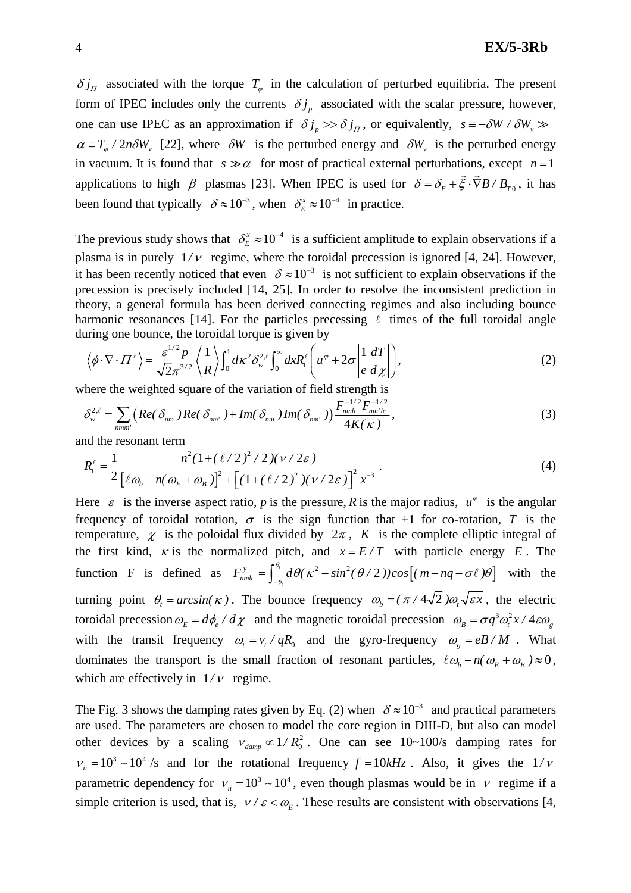$\delta j_{\Pi}$ associated with the torque $T_{\varphi}$ in the calculation of perturbed equilibria. The present form of IPEC includes only the currents $\delta j_p$ associated with the scalar pressure, however, one can use IPEC as an approximation if $\delta j_p >> \delta j_{\Pi}$, or equivalently, $s \equiv -\delta W / \delta W_v \gg \alpha \equiv T_{\varphi} / 2n\delta W_v$ [22], where $\delta W$ is the perturbed energy and $\delta W_v$ is the perturbed energy in vacuum. It is found that $s \gg \alpha$ for most of practical external perturbations, except $n=1$ applications to high $\beta$ plasmas [23]. When IPEC is used for $\delta = \delta_E + \vec{\xi} \cdot \vec{\nabla} B / B_{T0}$, it has been found that typically $\delta \approx 10^{-3}$, when $\delta_E^x \approx 10^{-4}$ in practice.

The previous study shows that $\delta_E^x \approx 10^{-4}$ is a sufficient amplitude to explain observations if a plasma is in purely $1/\nu$ regime, where the toroidal precession is ignored [4, 24]. However, it has been recently noticed that even $\delta \approx 10^{-3}$ is not sufficient to explain observations if the precession is precisely included [14, 25]. In order to resolve the inconsistent prediction in theory, a general formula has been derived connecting regimes and also including bounce harmonic resonances [14]. For the particles precessing $\ell$ times of the full toroidal angle during one bounce, the toroidal torque is given by

$$\left\langle \phi \cdot \nabla \cdot \Pi^{\ell} \right\rangle = \frac{\varepsilon^{1/2} p}{\sqrt{2}\pi^{3/2}} \left\langle \frac{1}{R} \right\rangle \int_0^1 d\kappa^2 \delta_w^{2,\ell} \int_0^{\infty} dx R_1^{\ell} \left( u^{\varphi} + 2\sigma \left| \frac{1}{e} \frac{dT}{d\chi} \right| \right), \tag{2}$$

where the weighted square of the variation of field strength is

$$\delta_w^{2,\ell} = \sum_{nmm'} \left( Re(\delta_{nm}) Re(\delta_{nm'}) + Im(\delta_{nm}) Im(\delta_{nm'}) \right) \frac{F_{nmlc}^{-1/2} F_{nm'lc}^{-1/2}}{4K(\kappa)}, \tag{3}$$

and the resonant term

$$R_1^{\ell} = \frac{1}{2} \frac{n^2 (1 + (\ell/2)^2 / 2)(\nu / 2\varepsilon)}{\left[ \ell\omega_b - n(\omega_E + \omega_B) \right]^2 + \left[ (1 + (\ell/2)^2)(\nu / 2\varepsilon) \right]^2 x^{-3}}. \tag{4}$$

Here $\varepsilon$ is the inverse aspect ratio, *p* is the pressure, *R* is the major radius, $u^{\varphi}$ is the angular frequency of toroidal rotation, $\sigma$ is the sign function that +1 for co-rotation, $T$ is the temperature, $\chi$ is the poloidal flux divided by $2\pi$, $K$ is the complete elliptic integral of the first kind, $\kappa$ is the normalized pitch, and $x = E/T$ with particle energy $E$. The function F is defined as $F_{nmlc}^{y} = \int_{-\theta_t}^{\theta_t} d\theta (\kappa^2 - sin^2(\theta/2)) cos\left[ (m - nq - \sigma\ell)\theta \right]$ with the turning point $\theta_t = arcsin(\kappa)$. The bounce frequency $\omega_b = (\pi / 4\sqrt{2})\omega_t \sqrt{\varepsilon x}$, the electric toroidal precession $\omega_E = d\phi_e / d\chi$ and the magnetic toroidal precession $\omega_B = \sigma q^3 \omega_t^2 x / 4\varepsilon\omega_g$ with the transit frequency $\omega_t = v_t / qR_0$ and the gyro-frequency $\omega_g = eB/M$. What dominates the transport is the small fraction of resonant particles, $\ell\omega_b - n(\omega_E + \omega_B) \approx 0$, which are effectively in $1/\nu$ regime.

The Fig. 3 shows the damping rates given by Eq. (2) when $\delta \approx 10^{-3}$ and practical parameters are used. The parameters are chosen to model the core region in DIII-D, but also can model other devices by a scaling $\nu_{damp} \propto 1/R_0^2$. One can see 10~100/s damping rates for $\nu_{ii} = 10^3 \sim 10^4$ /s and for the rotational frequency $f = 10kHz$. Also, it gives the $1/\nu$ parametric dependency for $\nu_{ii} = 10^3 \sim 10^4$, even though plasmas would be in $\nu$ regime if a simple criterion is used, that is, $\nu / \varepsilon < \omega_E$. These results are consistent with observations [4,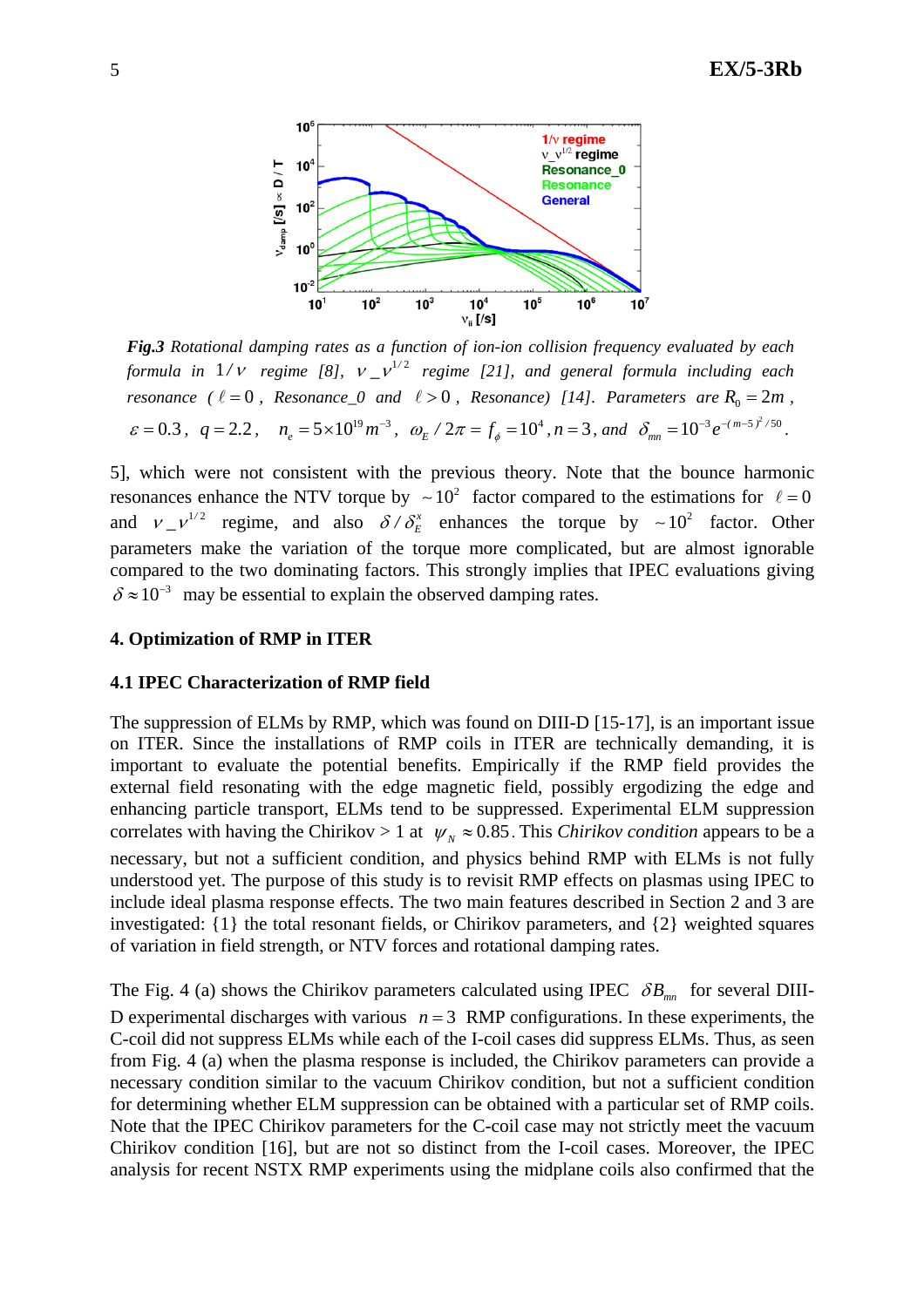*Fig.3 Rotational damping rates as a function of ion-ion collision frequency evaluated by each formula in* $1/\nu$ *regime [8],* $\nu\_\nu^{1/2}$ *regime [21], and general formula including each resonance (* $\ell = 0$ *, Resonance_0 and* $\ell > 0$ *, Resonance) [14]. Parameters are* $R_0 = 2m$ *,* $\varepsilon = 0.3$ *,* $q = 2.2$ *,* $n_e = 5\times10^{19} m^{-3}$ *,* $\omega_E / 2\pi = f_\phi = 10^4$ *,* $n = 3$ *, and* $\delta_{mn} = 10^{-3} e^{-(m-5)^2/50}$.

5], which were not consistent with the previous theory. Note that the bounce harmonic resonances enhance the NTV torque by $\sim 10^2$ factor compared to the estimations for $\ell = 0$ and $\nu\_\nu^{1/2}$ regime, and also $\delta / \delta_E^x$ enhances the torque by $\sim 10^2$ factor. Other parameters make the variation of the torque more complicated, but are almost ignorable compared to the two dominating factors. This strongly implies that IPEC evaluations giving $\delta \approx 10^{-3}$ may be essential to explain the observed damping rates.

## 4. Optimization of RMP in ITER

### 4.1 IPEC Characterization of RMP field

The suppression of ELMs by RMP, which was found on DIII-D [15-17], is an important issue on ITER. Since the installations of RMP coils in ITER are technically demanding, it is important to evaluate the potential benefits. Empirically if the RMP field provides the external field resonating with the edge magnetic field, possibly ergodizing the edge and enhancing particle transport, ELMs tend to be suppressed. Experimental ELM suppression correlates with having the Chirikov > 1 at $\psi_N \approx 0.85$. This *Chirikov condition* appears to be a necessary, but not a sufficient condition, and physics behind RMP with ELMs is not fully understood yet. The purpose of this study is to revisit RMP effects on plasmas using IPEC to include ideal plasma response effects. The two main features described in Section 2 and 3 are investigated: {1} the total resonant fields, or Chirikov parameters, and {2} weighted squares of variation in field strength, or NTV forces and rotational damping rates.

The Fig. 4 (a) shows the Chirikov parameters calculated using IPEC $\delta B_{mn}$ for several DIII-D experimental discharges with various $n = 3$ RMP configurations. In these experiments, the C-coil did not suppress ELMs while each of the I-coil cases did suppress ELMs. Thus, as seen from Fig. 4 (a) when the plasma response is included, the Chirikov parameters can provide a necessary condition similar to the vacuum Chirikov condition, but not a sufficient condition for determining whether ELM suppression can be obtained with a particular set of RMP coils. Note that the IPEC Chirikov parameters for the C-coil case may not strictly meet the vacuum Chirikov condition [16], but are not so distinct from the I-coil cases. Moreover, the IPEC analysis for recent NSTX RMP experiments using the midplane coils also confirmed that the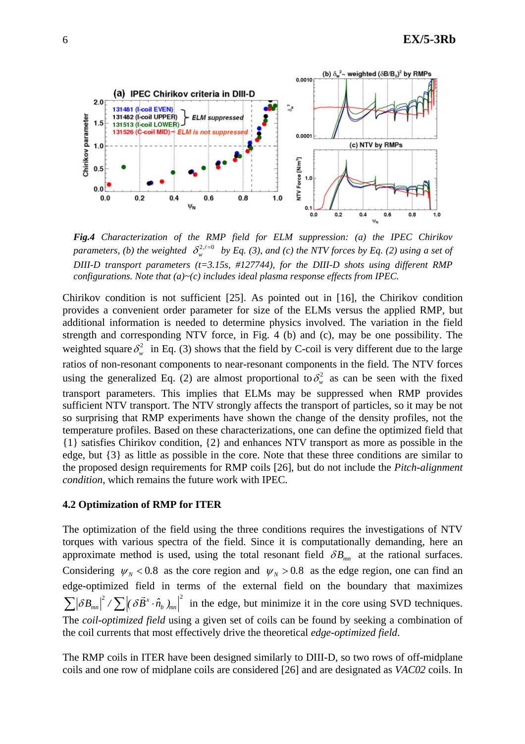*Fig.4 Characterization of the RMP field for ELM suppression: (a) the IPEC Chirikov parameters, (b) the weighted $\delta_w^{2,\ell=0}$ by Eq. (3), and (c) the NTV forces by Eq. (2) using a set of DIII-D transport parameters (t=3.15s, #127744), for the DIII-D shots using different RMP configurations. Note that (a)~(c) includes ideal plasma response effects from IPEC.*

Chirikov condition is not sufficient [25]. As pointed out in [16], the Chirikov condition provides a convenient order parameter for size of the ELMs versus the applied RMP, but additional information is needed to determine physics involved. The variation in the field strength and corresponding NTV force, in Fig. 4 (b) and (c), may be one possibility. The weighted square $\delta_w^2$ in Eq. (3) shows that the field by C-coil is very different due to the large ratios of non-resonant components to near-resonant components in the field. The NTV forces using the generalized Eq. (2) are almost proportional to $\delta_w^2$ as can be seen with the fixed transport parameters. This implies that ELMs may be suppressed when RMP provides sufficient NTV transport. The NTV strongly affects the transport of particles, so it may be not so surprising that RMP experiments have shown the change of the density profiles, not the temperature profiles. Based on these characterizations, one can define the optimized field that {1} satisfies Chirikov condition, {2} and enhances NTV transport as more as possible in the edge, but {3} as little as possible in the core. Note that these three conditions are similar to the proposed design requirements for RMP coils [26], but do not include the *Pitch-alignment condition*, which remains the future work with IPEC.

### 4.2 Optimization of RMP for ITER

The optimization of the field using the three conditions requires the investigations of NTV torques with various spectra of the field. Since it is computationally demanding, here an approximate method is used, using the total resonant field $\delta B_{mn}$ at the rational surfaces. Considering $\psi_N < 0.8$ as the core region and $\psi_N > 0.8$ as the edge region, one can find an edge-optimized field in terms of the external field on the boundary that maximizes $\sum |\delta B_{mn}|^2 / \sum |(\delta \vec{B}^x \cdot \hat{n}_b)_{mn}|^2$ in the edge, but minimize it in the core using SVD techniques. The *coil-optimized field* using a given set of coils can be found by seeking a combination of the coil currents that most effectively drive the theoretical *edge-optimized field*.

The RMP coils in ITER have been designed similarly to DIII-D, so two rows of off-midplane coils and one row of midplane coils are considered [26] and are designated as *VAC02* coils. In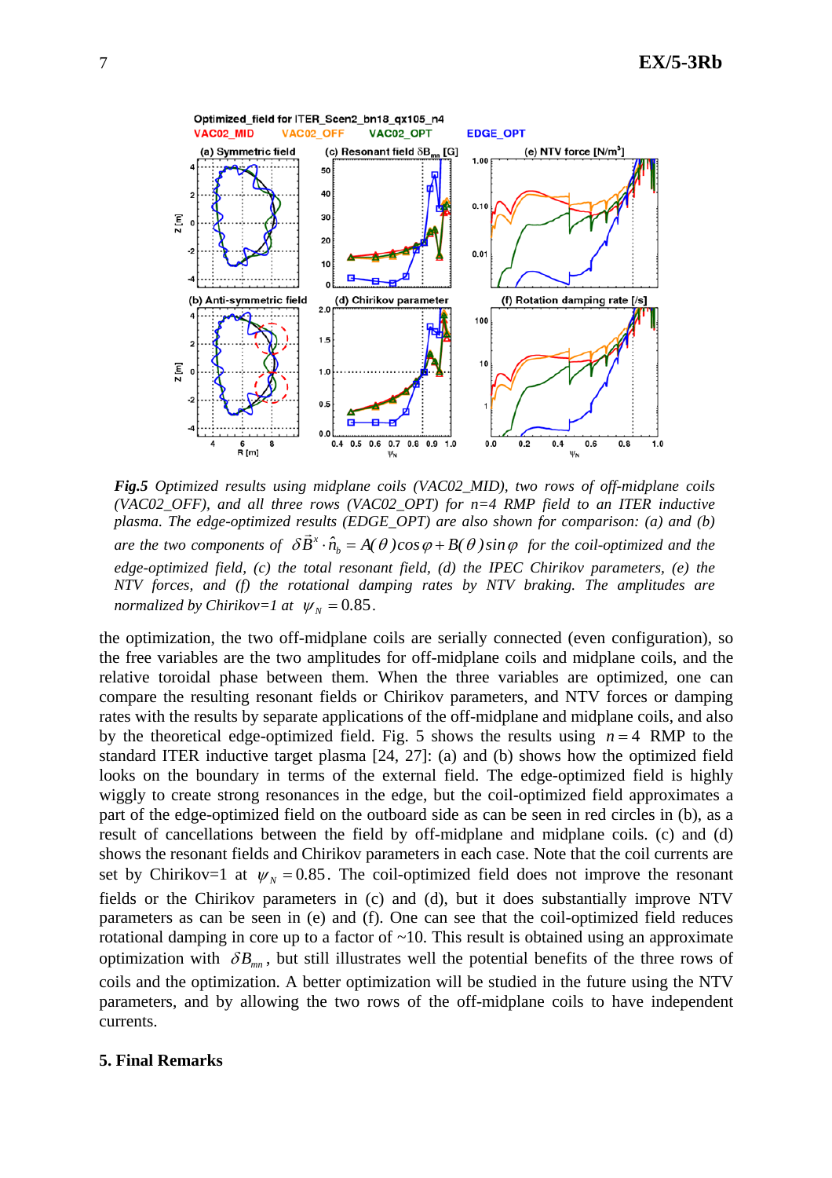*Fig.5 Optimized results using midplane coils (VAC02_MID), two rows of off-midplane coils (VAC02_OFF), and all three rows (VAC02_OPT) for n=4 RMP field to an ITER inductive plasma. The edge-optimized results (EDGE_OPT) are also shown for comparison: (a) and (b) are the two components of* $\delta\vec{B}^{x}\cdot\hat{n}_{b} = A(\theta)\cos\varphi + B(\theta)\sin\varphi$ *for the coil-optimized and the edge-optimized field, (c) the total resonant field, (d) the IPEC Chirikov parameters, (e) the NTV forces, and (f) the rotational damping rates by NTV braking. The amplitudes are normalized by Chirikov=1 at* $\psi_N = 0.85$.

the optimization, the two off-midplane coils are serially connected (even configuration), so the free variables are the two amplitudes for off-midplane coils and midplane coils, and the relative toroidal phase between them. When the three variables are optimized, one can compare the resulting resonant fields or Chirikov parameters, and NTV forces or damping rates with the results by separate applications of the off-midplane and midplane coils, and also by the theoretical edge-optimized field. Fig. 5 shows the results using $n=4$ RMP to the standard ITER inductive target plasma [24, 27]: (a) and (b) shows how the optimized field looks on the boundary in terms of the external field. The edge-optimized field is highly wiggly to create strong resonances in the edge, but the coil-optimized field approximates a part of the edge-optimized field on the outboard side as can be seen in red circles in (b), as a result of cancellations between the field by off-midplane and midplane coils. (c) and (d) shows the resonant fields and Chirikov parameters in each case. Note that the coil currents are set by Chirikov=1 at $\psi_N = 0.85$. The coil-optimized field does not improve the resonant fields or the Chirikov parameters in (c) and (d), but it does substantially improve NTV parameters as can be seen in (e) and (f). One can see that the coil-optimized field reduces rotational damping in core up to a factor of ~10. This result is obtained using an approximate optimization with $\delta B_{mn}$, but still illustrates well the potential benefits of the three rows of coils and the optimization. A better optimization will be studied in the future using the NTV parameters, and by allowing the two rows of the off-midplane coils to have independent currents.

## 5. Final Remarks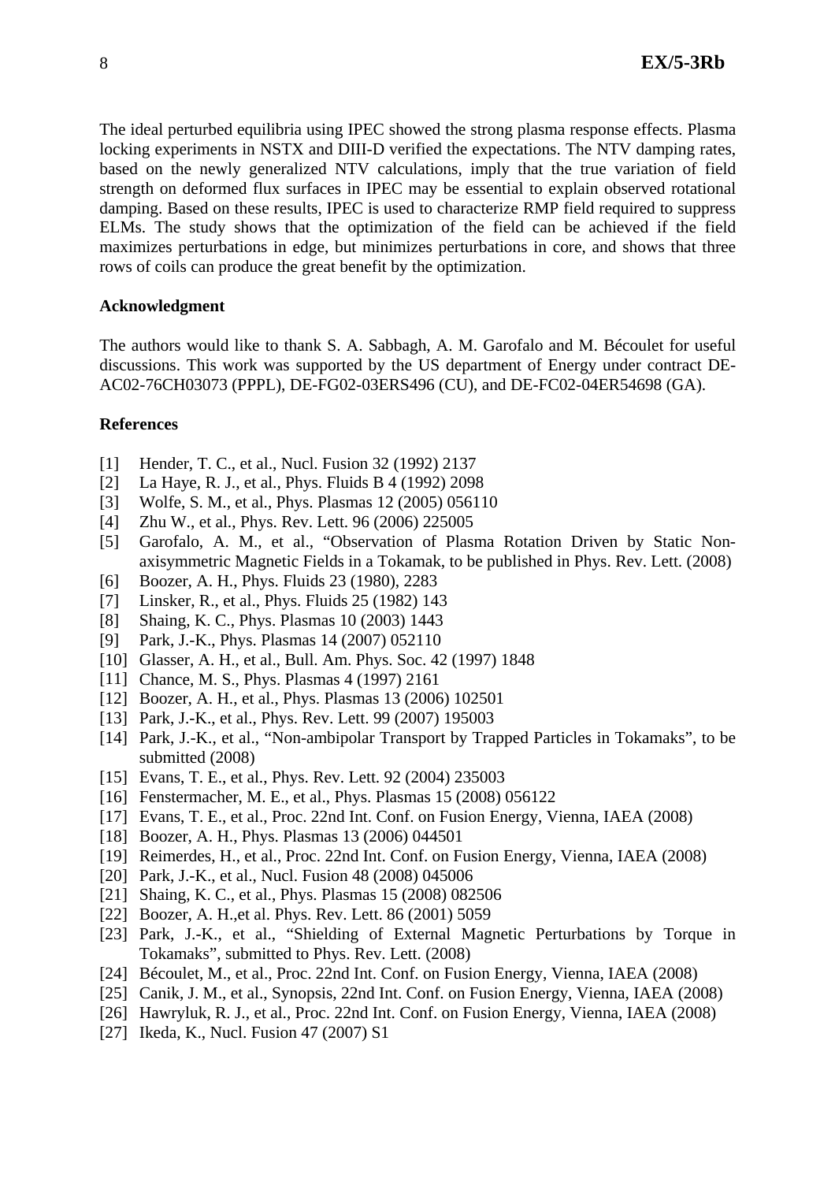The ideal perturbed equilibria using IPEC showed the strong plasma response effects. Plasma locking experiments in NSTX and DIII-D verified the expectations. The NTV damping rates, based on the newly generalized NTV calculations, imply that the true variation of field strength on deformed flux surfaces in IPEC may be essential to explain observed rotational damping. Based on these results, IPEC is used to characterize RMP field required to suppress ELMs. The study shows that the optimization of the field can be achieved if the field maximizes perturbations in edge, but minimizes perturbations in core, and shows that three rows of coils can produce the great benefit by the optimization.

**Acknowledgment**

The authors would like to thank S. A. Sabbagh, A. M. Garofalo and M. Bécoulet for useful discussions. This work was supported by the US department of Energy under contract DE-AC02-76CH03073 (PPPL), DE-FG02-03ERS496 (CU), and DE-FC02-04ER54698 (GA).

**References**

[1] Hender, T. C., et al., Nucl. Fusion 32 (1992) 2137
[2] La Haye, R. J., et al., Phys. Fluids B 4 (1992) 2098
[3] Wolfe, S. M., et al., Phys. Plasmas 12 (2005) 056110
[4] Zhu W., et al., Phys. Rev. Lett. 96 (2006) 225005
[5] Garofalo, A. M., et al., "Observation of Plasma Rotation Driven by Static Non-axisymmetric Magnetic Fields in a Tokamak, to be published in Phys. Rev. Lett. (2008)
[6] Boozer, A. H., Phys. Fluids 23 (1980), 2283
[7] Linsker, R., et al., Phys. Fluids 25 (1982) 143
[8] Shaing, K. C., Phys. Plasmas 10 (2003) 1443
[9] Park, J.-K., Phys. Plasmas 14 (2007) 052110
[10] Glasser, A. H., et al., Bull. Am. Phys. Soc. 42 (1997) 1848
[11] Chance, M. S., Phys. Plasmas 4 (1997) 2161
[12] Boozer, A. H., et al., Phys. Plasmas 13 (2006) 102501
[13] Park, J.-K., et al., Phys. Rev. Lett. 99 (2007) 195003
[14] Park, J.-K., et al., "Non-ambipolar Transport by Trapped Particles in Tokamaks", to be submitted (2008)
[15] Evans, T. E., et al., Phys. Rev. Lett. 92 (2004) 235003
[16] Fenstermacher, M. E., et al., Phys. Plasmas 15 (2008) 056122
[17] Evans, T. E., et al., Proc. 22nd Int. Conf. on Fusion Energy, Vienna, IAEA (2008)
[18] Boozer, A. H., Phys. Plasmas 13 (2006) 044501
[19] Reimerdes, H., et al., Proc. 22nd Int. Conf. on Fusion Energy, Vienna, IAEA (2008)
[20] Park, J.-K., et al., Nucl. Fusion 48 (2008) 045006
[21] Shaing, K. C., et al., Phys. Plasmas 15 (2008) 082506
[22] Boozer, A. H.,et al. Phys. Rev. Lett. 86 (2001) 5059
[23] Park, J.-K., et al., "Shielding of External Magnetic Perturbations by Torque in Tokamaks", submitted to Phys. Rev. Lett. (2008)
[24] Bécoulet, M., et al., Proc. 22nd Int. Conf. on Fusion Energy, Vienna, IAEA (2008)
[25] Canik, J. M., et al., Synopsis, 22nd Int. Conf. on Fusion Energy, Vienna, IAEA (2008)
[26] Hawryluk, R. J., et al., Proc. 22nd Int. Conf. on Fusion Energy, Vienna, IAEA (2008)
[27] Ikeda, K., Nucl. Fusion 47 (2007) S1